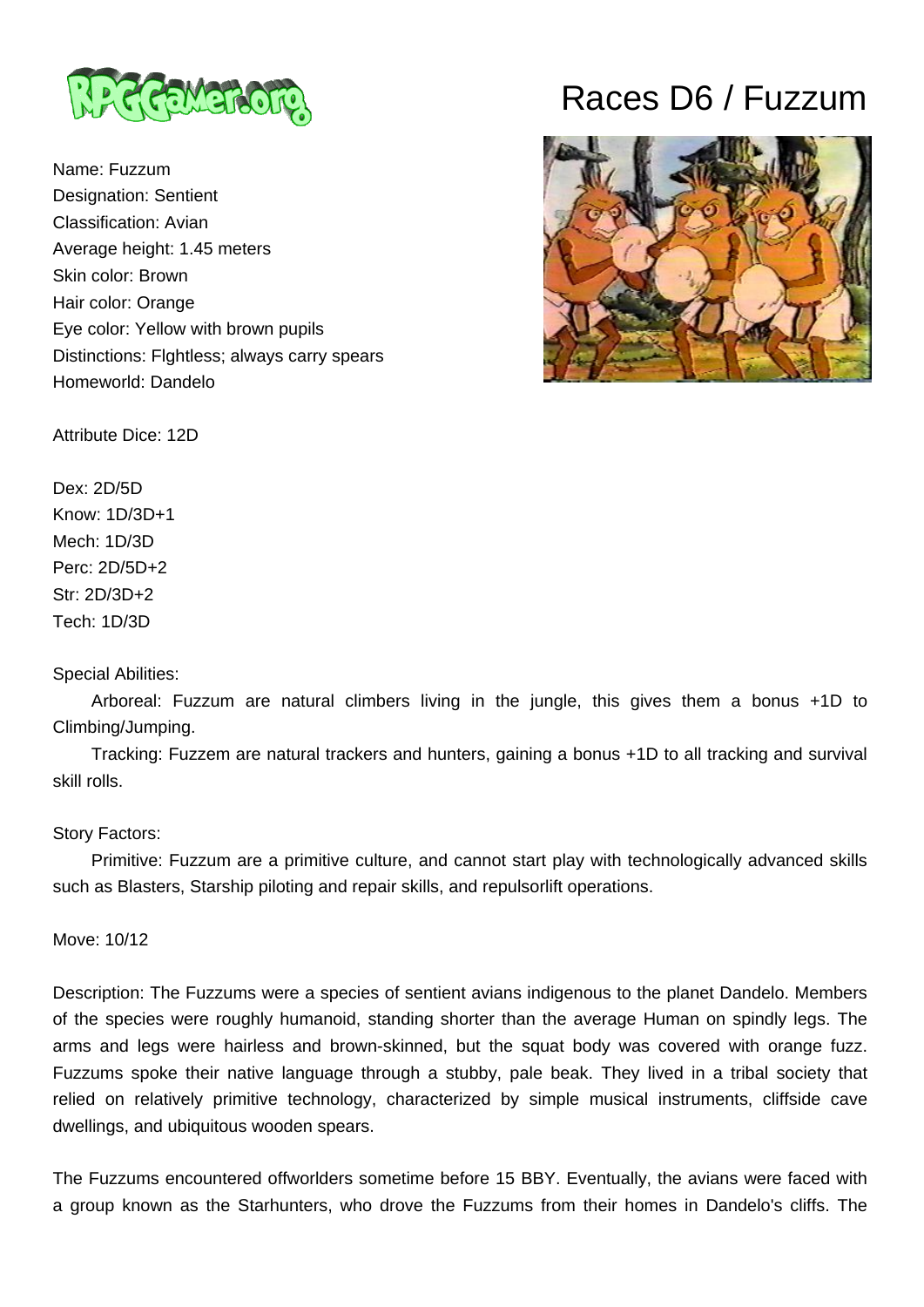# Races D6 / Fuzzum

Name: Fuzzum
Designation: Sentient
Classification: Avian
Average height: 1.45 meters
Skin color: Brown
Hair color: Orange
Eye color: Yellow with brown pupils
Distinctions: Flghtless; always carry spears
Homeworld: Dandelo

Attribute Dice: 12D

Dex: 2D/5D
Know: 1D/3D+1
Mech: 1D/3D
Perc: 2D/5D+2
Str: 2D/3D+2
Tech: 1D/3D

Special Abilities:

Arboreal: Fuzzum are natural climbers living in the jungle, this gives them a bonus +1D to Climbing/Jumping.

Tracking: Fuzzem are natural trackers and hunters, gaining a bonus +1D to all tracking and survival skill rolls.

Story Factors:

Primitive: Fuzzum are a primitive culture, and cannot start play with technologically advanced skills such as Blasters, Starship piloting and repair skills, and repulsorlift operations.

Move: 10/12

Description: The Fuzzums were a species of sentient avians indigenous to the planet Dandelo. Members of the species were roughly humanoid, standing shorter than the average Human on spindly legs. The arms and legs were hairless and brown-skinned, but the squat body was covered with orange fuzz. Fuzzums spoke their native language through a stubby, pale beak. They lived in a tribal society that relied on relatively primitive technology, characterized by simple musical instruments, cliffside cave dwellings, and ubiquitous wooden spears.

The Fuzzums encountered offworlders sometime before 15 BBY. Eventually, the avians were faced with a group known as the Starhunters, who drove the Fuzzums from their homes in Dandelo's cliffs. The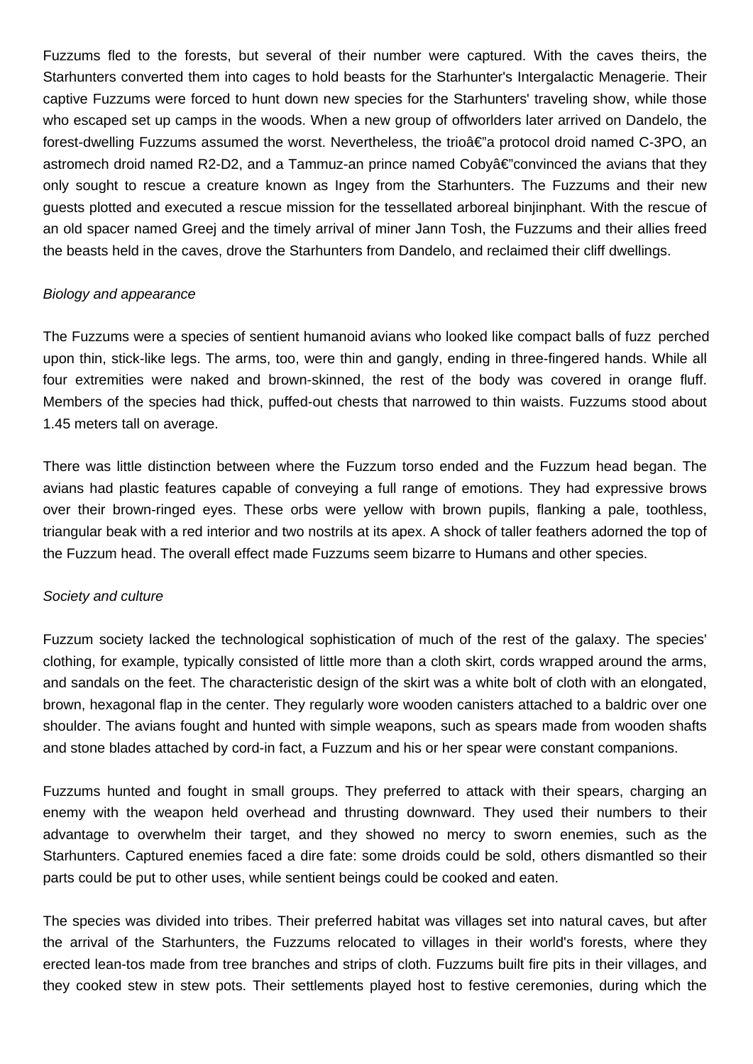Fuzzums fled to the forests, but several of their number were captured. With the caves theirs, the Starhunters converted them into cages to hold beasts for the Starhunter's Intergalactic Menagerie. Their captive Fuzzums were forced to hunt down new species for the Starhunters' traveling show, while those who escaped set up camps in the woods. When a new group of offworlders later arrived on Dandelo, the forest-dwelling Fuzzums assumed the worst. Nevertheless, the trioâ€"a protocol droid named C-3PO, an astromech droid named R2-D2, and a Tammuz-an prince named Cobyâ€"convinced the avians that they only sought to rescue a creature known as Ingey from the Starhunters. The Fuzzums and their new guests plotted and executed a rescue mission for the tessellated arboreal binjinphant. With the rescue of an old spacer named Greej and the timely arrival of miner Jann Tosh, the Fuzzums and their allies freed the beasts held in the caves, drove the Starhunters from Dandelo, and reclaimed their cliff dwellings.

*Biology and appearance*

The Fuzzums were a species of sentient humanoid avians who looked like compact balls of fuzz perched upon thin, stick-like legs. The arms, too, were thin and gangly, ending in three-fingered hands. While all four extremities were naked and brown-skinned, the rest of the body was covered in orange fluff. Members of the species had thick, puffed-out chests that narrowed to thin waists. Fuzzums stood about 1.45 meters tall on average.

There was little distinction between where the Fuzzum torso ended and the Fuzzum head began. The avians had plastic features capable of conveying a full range of emotions. They had expressive brows over their brown-ringed eyes. These orbs were yellow with brown pupils, flanking a pale, toothless, triangular beak with a red interior and two nostrils at its apex. A shock of taller feathers adorned the top of the Fuzzum head. The overall effect made Fuzzums seem bizarre to Humans and other species.

*Society and culture*

Fuzzum society lacked the technological sophistication of much of the rest of the galaxy. The species' clothing, for example, typically consisted of little more than a cloth skirt, cords wrapped around the arms, and sandals on the feet. The characteristic design of the skirt was a white bolt of cloth with an elongated, brown, hexagonal flap in the center. They regularly wore wooden canisters attached to a baldric over one shoulder. The avians fought and hunted with simple weapons, such as spears made from wooden shafts and stone blades attached by cord-in fact, a Fuzzum and his or her spear were constant companions.

Fuzzums hunted and fought in small groups. They preferred to attack with their spears, charging an enemy with the weapon held overhead and thrusting downward. They used their numbers to their advantage to overwhelm their target, and they showed no mercy to sworn enemies, such as the Starhunters. Captured enemies faced a dire fate: some droids could be sold, others dismantled so their parts could be put to other uses, while sentient beings could be cooked and eaten.

The species was divided into tribes. Their preferred habitat was villages set into natural caves, but after the arrival of the Starhunters, the Fuzzums relocated to villages in their world's forests, where they erected lean-tos made from tree branches and strips of cloth. Fuzzums built fire pits in their villages, and they cooked stew in stew pots. Their settlements played host to festive ceremonies, during which the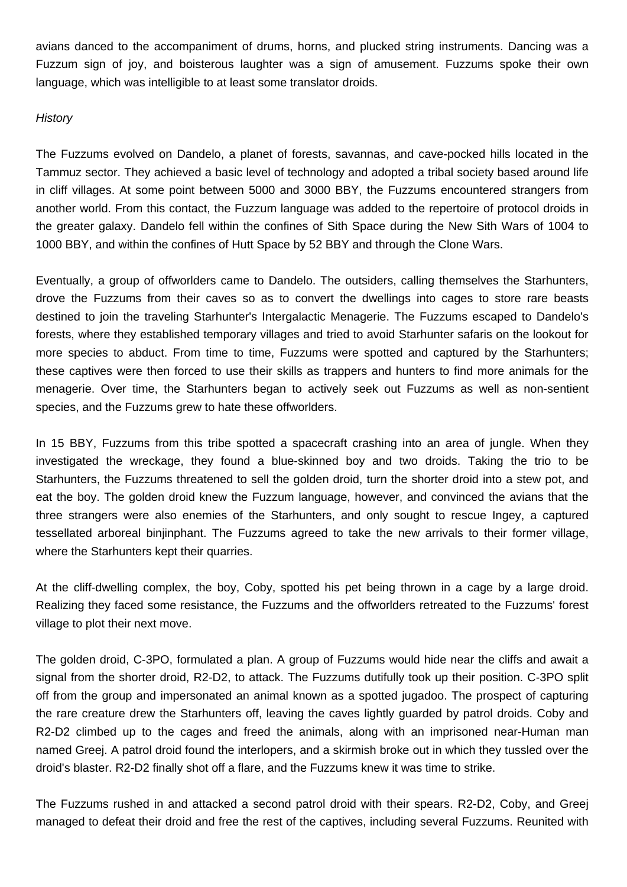avians danced to the accompaniment of drums, horns, and plucked string instruments. Dancing was a Fuzzum sign of joy, and boisterous laughter was a sign of amusement. Fuzzums spoke their own language, which was intelligible to at least some translator droids.

*History*

The Fuzzums evolved on Dandelo, a planet of forests, savannas, and cave-pocked hills located in the Tammuz sector. They achieved a basic level of technology and adopted a tribal society based around life in cliff villages. At some point between 5000 and 3000 BBY, the Fuzzums encountered strangers from another world. From this contact, the Fuzzum language was added to the repertoire of protocol droids in the greater galaxy. Dandelo fell within the confines of Sith Space during the New Sith Wars of 1004 to 1000 BBY, and within the confines of Hutt Space by 52 BBY and through the Clone Wars.

Eventually, a group of offworlders came to Dandelo. The outsiders, calling themselves the Starhunters, drove the Fuzzums from their caves so as to convert the dwellings into cages to store rare beasts destined to join the traveling Starhunter's Intergalactic Menagerie. The Fuzzums escaped to Dandelo's forests, where they established temporary villages and tried to avoid Starhunter safaris on the lookout for more species to abduct. From time to time, Fuzzums were spotted and captured by the Starhunters; these captives were then forced to use their skills as trappers and hunters to find more animals for the menagerie. Over time, the Starhunters began to actively seek out Fuzzums as well as non-sentient species, and the Fuzzums grew to hate these offworlders.

In 15 BBY, Fuzzums from this tribe spotted a spacecraft crashing into an area of jungle. When they investigated the wreckage, they found a blue-skinned boy and two droids. Taking the trio to be Starhunters, the Fuzzums threatened to sell the golden droid, turn the shorter droid into a stew pot, and eat the boy. The golden droid knew the Fuzzum language, however, and convinced the avians that the three strangers were also enemies of the Starhunters, and only sought to rescue Ingey, a captured tessellated arboreal binjinphant. The Fuzzums agreed to take the new arrivals to their former village, where the Starhunters kept their quarries.

At the cliff-dwelling complex, the boy, Coby, spotted his pet being thrown in a cage by a large droid. Realizing they faced some resistance, the Fuzzums and the offworlders retreated to the Fuzzums' forest village to plot their next move.

The golden droid, C-3PO, formulated a plan. A group of Fuzzums would hide near the cliffs and await a signal from the shorter droid, R2-D2, to attack. The Fuzzums dutifully took up their position. C-3PO split off from the group and impersonated an animal known as a spotted jugadoo. The prospect of capturing the rare creature drew the Starhunters off, leaving the caves lightly guarded by patrol droids. Coby and R2-D2 climbed up to the cages and freed the animals, along with an imprisoned near-Human man named Greej. A patrol droid found the interlopers, and a skirmish broke out in which they tussled over the droid's blaster. R2-D2 finally shot off a flare, and the Fuzzums knew it was time to strike.

The Fuzzums rushed in and attacked a second patrol droid with their spears. R2-D2, Coby, and Greej managed to defeat their droid and free the rest of the captives, including several Fuzzums. Reunited with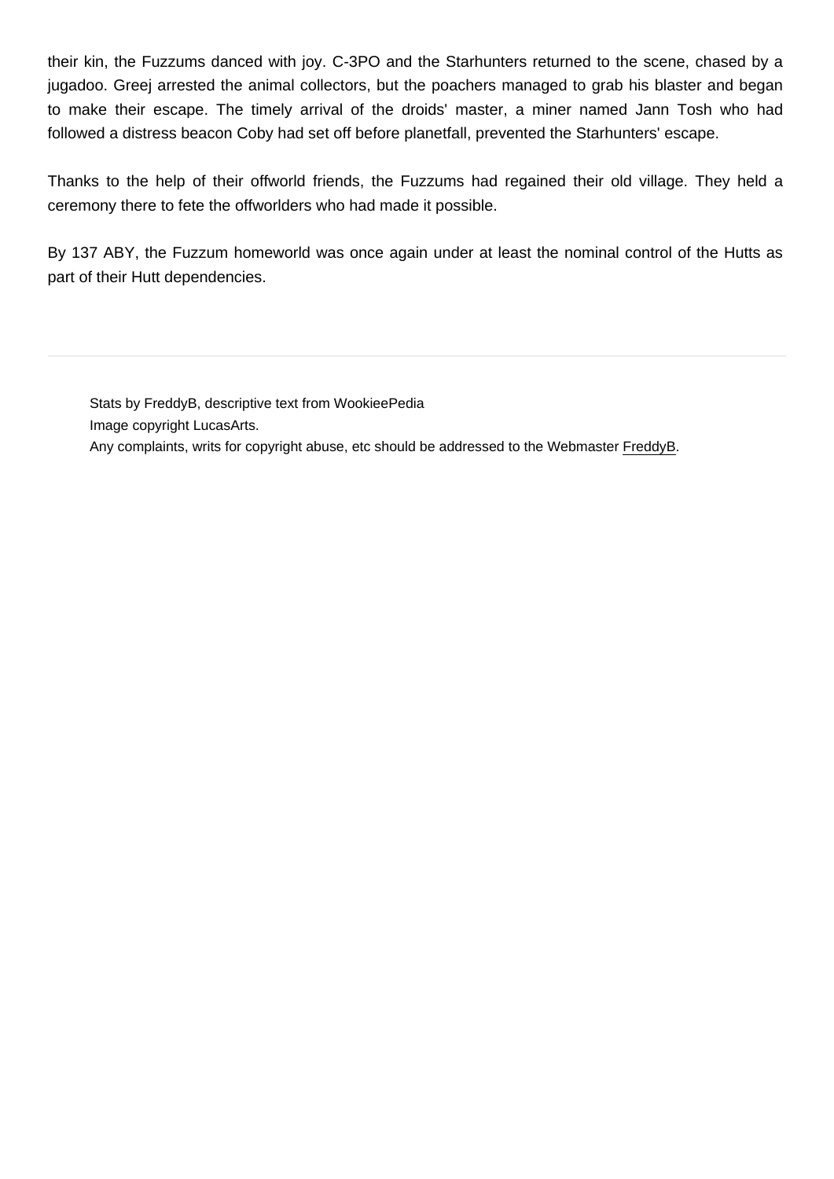their kin, the Fuzzums danced with joy. C-3PO and the Starhunters returned to the scene, chased by a jugadoo. Greej arrested the animal collectors, but the poachers managed to grab his blaster and began to make their escape. The timely arrival of the droids' master, a miner named Jann Tosh who had followed a distress beacon Coby had set off before planetfall, prevented the Starhunters' escape.

Thanks to the help of their offworld friends, the Fuzzums had regained their old village. They held a ceremony there to fete the offworlders who had made it possible.

By 137 ABY, the Fuzzum homeworld was once again under at least the nominal control of the Hutts as part of their Hutt dependencies.

---

Stats by FreddyB, descriptive text from WookieePedia
Image copyright LucasArts.
Any complaints, writs for copyright abuse, etc should be addressed to the Webmaster FreddyB.